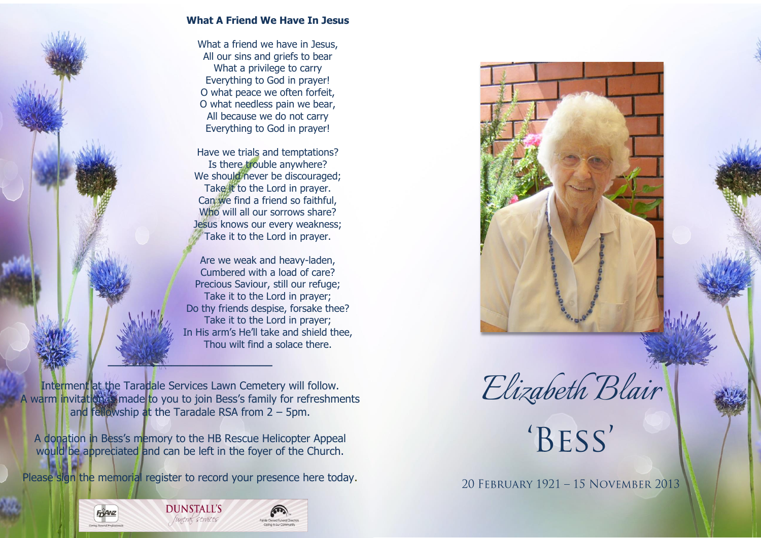## What A Friend We Have In Jesus

What a friend we have in Jesus,
All our sins and griefs to bear
What a privilege to carry
Everything to God in prayer!
O what peace we often forfeit,
O what needless pain we bear,
All because we do not carry
Everything to God in prayer!

Have we trials and temptations?
Is there trouble anywhere?
We should never be discouraged;
Take it to the Lord in prayer.
Can we find a friend so faithful,
Who will all our sorrows share?
Jesus knows our every weakness;
Take it to the Lord in prayer.

Are we weak and heavy-laden,
Cumbered with a load of care?
Precious Saviour, still our refuge;
Take it to the Lord in prayer;
Do thy friends despise, forsake thee?
Take it to the Lord in prayer;
In His arm's He'll take and shield thee,
Thou wilt find a solace there.

---

Interment at the Taradale Services Lawn Cemetery will follow.
A warm invitation is made to you to join Bess's family for refreshments and fellowship at the Taradale RSA from 2 – 5pm.

A donation in Bess's memory to the HB Rescue Helicopter Appeal would be appreciated and can be left in the foyer of the Church.

Please sign the memorial register to record your presence here today.

FDANZ Caring Funeral Professionals | DUNSTALL'S funeral services | Family Owned Funeral Directors Caring in our Community

# *Elizabeth Blair*

## 'Bess'

20 February 1921 – 15 November 2013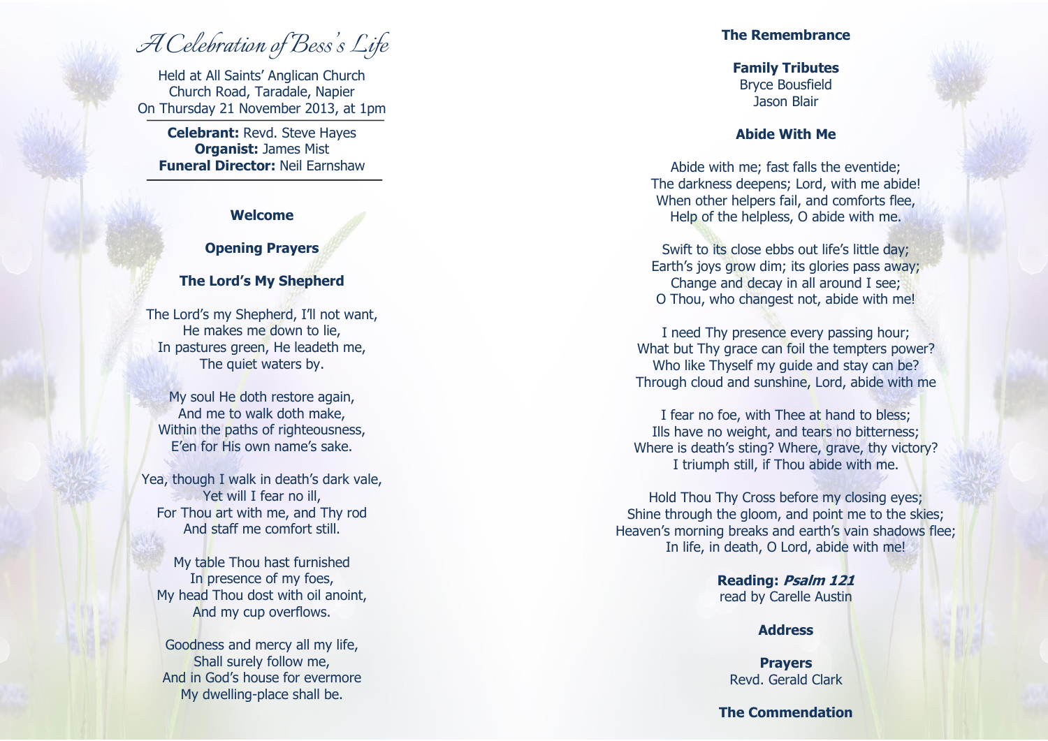# *A Celebration of Bess's Life*

Held at All Saints' Anglican Church
Church Road, Taradale, Napier
On Thursday 21 November 2013, at 1pm

---

**Celebrant:** Revd. Steve Hayes
**Organist:** James Mist
**Funeral Director:** Neil Earnshaw

---

### Welcome

### Opening Prayers

### The Lord's My Shepherd

The Lord's my Shepherd, I'll not want,
He makes me down to lie,
In pastures green, He leadeth me,
The quiet waters by.

My soul He doth restore again,
And me to walk doth make,
Within the paths of righteousness,
E'en for His own name's sake.

Yea, though I walk in death's dark vale,
Yet will I fear no ill,
For Thou art with me, and Thy rod
And staff me comfort still.

My table Thou hast furnished
In presence of my foes,
My head Thou dost with oil anoint,
And my cup overflows.

Goodness and mercy all my life,
Shall surely follow me,
And in God's house for evermore
My dwelling-place shall be.

### The Remembrance

**Family Tributes**
Bryce Bousfield
Jason Blair

### Abide With Me

Abide with me; fast falls the eventide;
The darkness deepens; Lord, with me abide!
When other helpers fail, and comforts flee,
Help of the helpless, O abide with me.

Swift to its close ebbs out life's little day;
Earth's joys grow dim; its glories pass away;
Change and decay in all around I see;
O Thou, who changest not, abide with me!

I need Thy presence every passing hour;
What but Thy grace can foil the tempters power?
Who like Thyself my guide and stay can be?
Through cloud and sunshine, Lord, abide with me

I fear no foe, with Thee at hand to bless;
Ills have no weight, and tears no bitterness;
Where is death's sting? Where, grave, thy victory?
I triumph still, if Thou abide with me.

Hold Thou Thy Cross before my closing eyes;
Shine through the gloom, and point me to the skies;
Heaven's morning breaks and earth's vain shadows flee;
In life, in death, O Lord, abide with me!

**Reading: *Psalm 121***
read by Carelle Austin

### Address

**Prayers**
Revd. Gerald Clark

### The Commendation